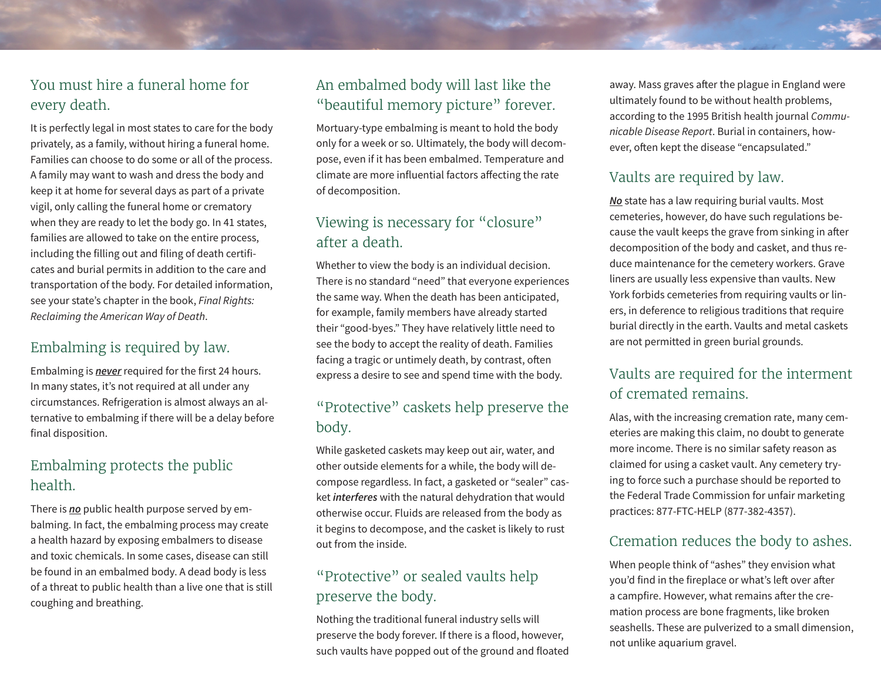## You must hire a funeral home for every death.

It is perfectly legal in most states to care for the body privately, as a family, without hiring a funeral home. Families can choose to do some or all of the process. A family may want to wash and dress the body and keep it at home for several days as part of a private vigil, only calling the funeral home or crematory when they are ready to let the body go. In 41 states, families are allowed to take on the entire process, including the filling out and filing of death certificates and burial permits in addition to the care and transportation of the body. For detailed information, see your state's chapter in the book, *Final Rights: Reclaiming the American Way of Death*.

## Embalming is required by law.

Embalming is ***never*** required for the first 24 hours. In many states, it's not required at all under any circumstances. Refrigeration is almost always an alternative to embalming if there will be a delay before final disposition.

## Embalming protects the public health.

There is ***no*** public health purpose served by embalming. In fact, the embalming process may create a health hazard by exposing embalmers to disease and toxic chemicals. In some cases, disease can still be found in an embalmed body. A dead body is less of a threat to public health than a live one that is still coughing and breathing.

## An embalmed body will last like the "beautiful memory picture" forever.

Mortuary-type embalming is meant to hold the body only for a week or so. Ultimately, the body will decompose, even if it has been embalmed. Temperature and climate are more influential factors affecting the rate of decomposition.

## Viewing is necessary for "closure" after a death.

Whether to view the body is an individual decision. There is no standard "need" that everyone experiences the same way. When the death has been anticipated, for example, family members have already started their "good-byes." They have relatively little need to see the body to accept the reality of death. Families facing a tragic or untimely death, by contrast, often express a desire to see and spend time with the body.

## "Protective" caskets help preserve the body.

While gasketed caskets may keep out air, water, and other outside elements for a while, the body will decompose regardless. In fact, a gasketed or "sealer" casket ***interferes*** with the natural dehydration that would otherwise occur. Fluids are released from the body as it begins to decompose, and the casket is likely to rust out from the inside.

## "Protective" or sealed vaults help preserve the body.

Nothing the traditional funeral industry sells will preserve the body forever. If there is a flood, however, such vaults have popped out of the ground and floated away. Mass graves after the plague in England were ultimately found to be without health problems, according to the 1995 British health journal *Communicable Disease Report*. Burial in containers, however, often kept the disease "encapsulated."

## Vaults are required by law.

***No*** state has a law requiring burial vaults. Most cemeteries, however, do have such regulations because the vault keeps the grave from sinking in after decomposition of the body and casket, and thus reduce maintenance for the cemetery workers. Grave liners are usually less expensive than vaults. New York forbids cemeteries from requiring vaults or liners, in deference to religious traditions that require burial directly in the earth. Vaults and metal caskets are not permitted in green burial grounds.

## Vaults are required for the interment of cremated remains.

Alas, with the increasing cremation rate, many cemeteries are making this claim, no doubt to generate more income. There is no similar safety reason as claimed for using a casket vault. Any cemetery trying to force such a purchase should be reported to the Federal Trade Commission for unfair marketing practices: 877-FTC-HELP (877-382-4357).

## Cremation reduces the body to ashes.

When people think of "ashes" they envision what you'd find in the fireplace or what's left over after a campfire. However, what remains after the cremation process are bone fragments, like broken seashells. These are pulverized to a small dimension, not unlike aquarium gravel.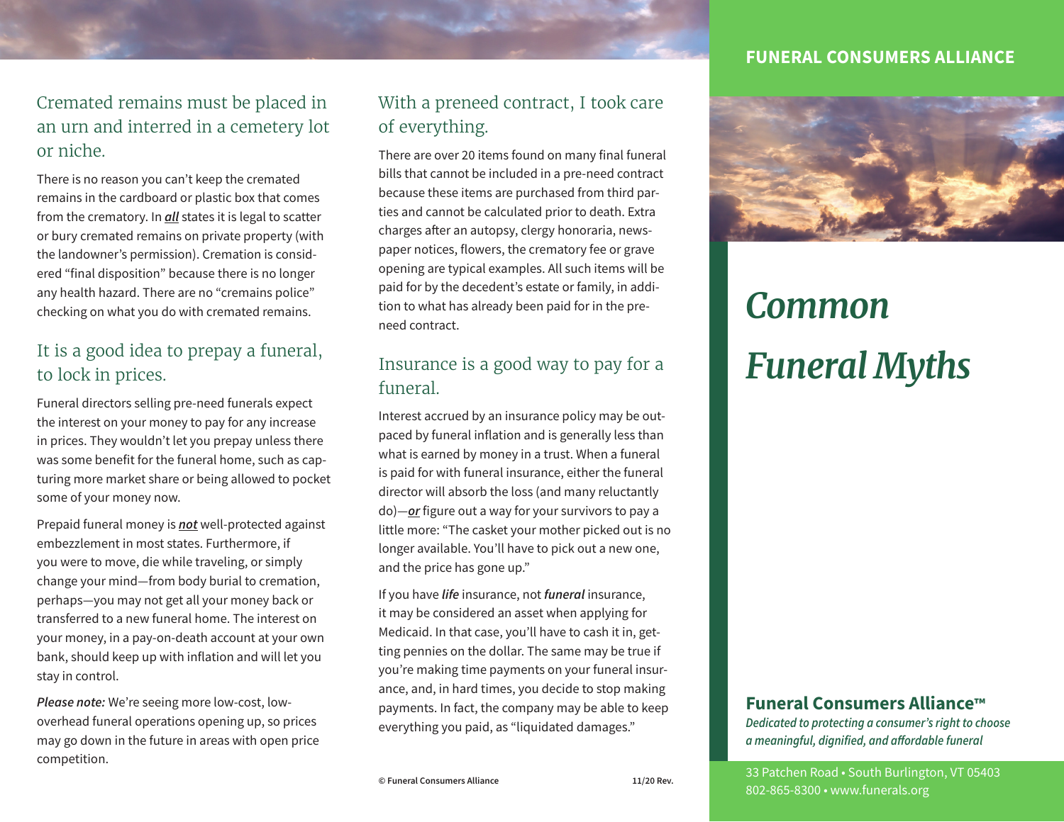## Cremated remains must be placed in an urn and interred in a cemetery lot or niche.

There is no reason you can't keep the cremated remains in the cardboard or plastic box that comes from the crematory. In ***all*** states it is legal to scatter or bury cremated remains on private property (with the landowner's permission). Cremation is considered "final disposition" because there is no longer any health hazard. There are no "cremains police" checking on what you do with cremated remains.

## It is a good idea to prepay a funeral, to lock in prices.

Funeral directors selling pre-need funerals expect the interest on your money to pay for any increase in prices. They wouldn't let you prepay unless there was some benefit for the funeral home, such as capturing more market share or being allowed to pocket some of your money now.

Prepaid funeral money is ***not*** well-protected against embezzlement in most states. Furthermore, if you were to move, die while traveling, or simply change your mind—from body burial to cremation, perhaps—you may not get all your money back or transferred to a new funeral home. The interest on your money, in a pay-on-death account at your own bank, should keep up with inflation and will let you stay in control.

***Please note:*** We're seeing more low-cost, low-overhead funeral operations opening up, so prices may go down in the future in areas with open price competition.

## With a preneed contract, I took care of everything.

There are over 20 items found on many final funeral bills that cannot be included in a pre-need contract because these items are purchased from third parties and cannot be calculated prior to death. Extra charges after an autopsy, clergy honoraria, newspaper notices, flowers, the crematory fee or grave opening are typical examples. All such items will be paid for by the decedent's estate or family, in addition to what has already been paid for in the pre-need contract.

## Insurance is a good way to pay for a funeral.

Interest accrued by an insurance policy may be outpaced by funeral inflation and is generally less than what is earned by money in a trust. When a funeral is paid for with funeral insurance, either the funeral director will absorb the loss (and many reluctantly do)—***or*** figure out a way for your survivors to pay a little more: "The casket your mother picked out is no longer available. You'll have to pick out a new one, and the price has gone up."

If you have ***life*** insurance, not ***funeral*** insurance, it may be considered an asset when applying for Medicaid. In that case, you'll have to cash it in, getting pennies on the dollar. The same may be true if you're making time payments on your funeral insurance, and, in hard times, you decide to stop making payments. In fact, the company may be able to keep everything you paid, as "liquidated damages."

© Funeral Consumers Alliance 11/20 Rev.

**FUNERAL CONSUMERS ALLIANCE**

# *Common Funeral Myths*

**Funeral Consumers Alliance™**

***Dedicated to protecting a consumer's right to choose a meaningful, dignified, and affordable funeral***

33 Patchen Road • South Burlington, VT 05403
802-865-8300 • www.funerals.org